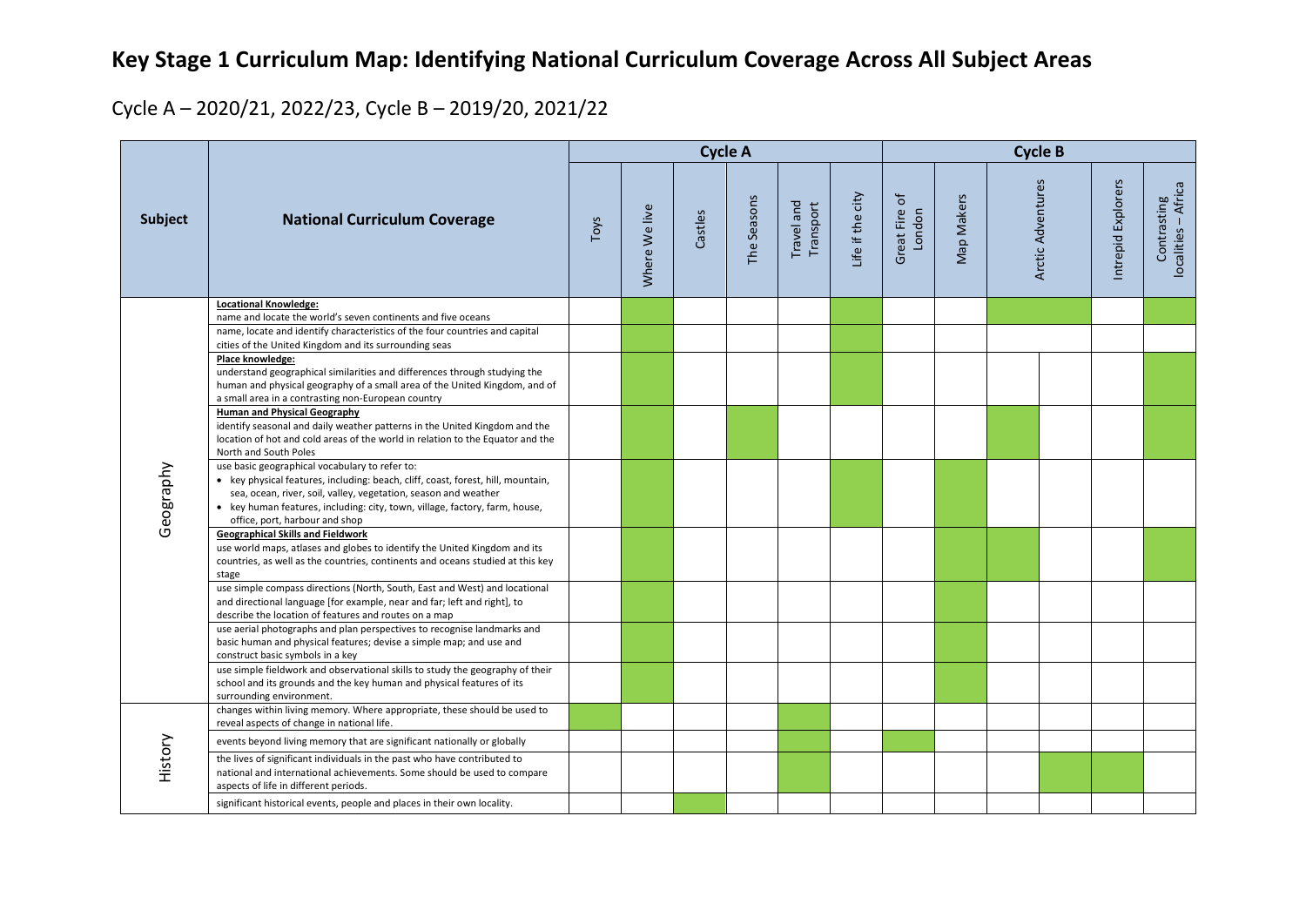# Key Stage 1 Curriculum Map: Identifying National Curriculum Coverage Across All Subject Areas

Cycle A – 2020/21, 2022/23, Cycle B – 2019/20, 2021/22

| Subject | National Curriculum Coverage | Cycle A | | | | | | Cycle B | | | | | | |
|---|---|---|---|---|---|---|---|---|---|---|---|---|---|---|
| | | Toys | Where We live | Castles | The Seasons | Travel and Transport | Life if the city | Great Fire of London | Map Makers | Arctic Adventures | | Intrepid Explorers | Contrasting localities – Africa |
| Geography | **Locational Knowledge:** name and locate the world's seven continents and five oceans | | ✓ | | | | ✓ | | | ✓ | ✓ | | ✓ |
| | name, locate and identify characteristics of the four countries and capital cities of the United Kingdom and its surrounding seas | | ✓ | | | | ✓ | | | | | | |
| | **Place knowledge:** understand geographical similarities and differences through studying the human and physical geography of a small area of the United Kingdom, and of a small area in a contrasting non-European country | | ✓ | | | | ✓ | | | | | | ✓ |
| | **Human and Physical Geography** identify seasonal and daily weather patterns in the United Kingdom and the location of hot and cold areas of the world in relation to the Equator and the North and South Poles | | ✓ | | ✓ | | | | | ✓ | | | ✓ |
| | use basic geographical vocabulary to refer to: • key physical features, including: beach, cliff, coast, forest, hill, mountain, sea, ocean, river, soil, valley, vegetation, season and weather • key human features, including: city, town, village, factory, farm, house, office, port, harbour and shop | | ✓ | | | | ✓ | | ✓ | | | | |
| | **Geographical Skills and Fieldwork** use world maps, atlases and globes to identify the United Kingdom and its countries, as well as the countries, continents and oceans studied at this key stage | | ✓ | | | | | | ✓ | ✓ | | | ✓ |
| | use simple compass directions (North, South, East and West) and locational and directional language [for example, near and far; left and right], to describe the location of features and routes on a map | | ✓ | | | | | | ✓ | | | | |
| | use aerial photographs and plan perspectives to recognise landmarks and basic human and physical features; devise a simple map; and use and construct basic symbols in a key | | ✓ | | | | | | ✓ | | | | |
| | use simple fieldwork and observational skills to study the geography of their school and its grounds and the key human and physical features of its surrounding environment. | | ✓ | | | | | | ✓ | | | | |
| History | changes within living memory. Where appropriate, these should be used to reveal aspects of change in national life. | ✓ | | | | ✓ | | | | | | | |
| | events beyond living memory that are significant nationally or globally | | | | | ✓ | | ✓ | | | | | |
| | the lives of significant individuals in the past who have contributed to national and international achievements. Some should be used to compare aspects of life in different periods. | | | | | ✓ | | | | | ✓ | ✓ | |
| | significant historical events, people and places in their own locality. | | | ✓ | | | | | | | | | |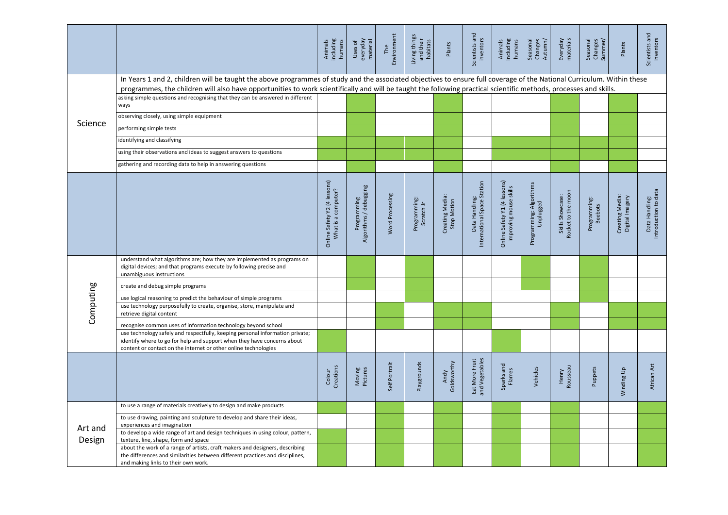| | | Animals including humans | Uses of everyday material | The Environment | Living things and their habitats | Plants | Scientists and inventors | Animals including humans | Seasonal Changes Autumn/ | Everyday materials | Seasonal Changes Summer/ | Plants | Scientists and inventors |
|---|---|---|---|---|---|---|---|---|---|---|---|---|---|
| Science | In Years 1 and 2, children will be taught the above programmes of study and the associated objectives to ensure full coverage of the National Curriculum. Within these programmes, the children will also have opportunities to work scientifically and will be taught the following practical scientific methods, processes and skills. | | | | | | | | | | | | |
| | asking simple questions and recognising that they can be answered in different ways | | ✓ | | | ✓ | | | | ✓ | | ✓ | |
| | observing closely, using simple equipment | | ✓ | | | ✓ | | | | ✓ | | ✓ | |
| | performing simple tests | | ✓ | | | ✓ | | | | ✓ | | ✓ | |
| | identifying and classifying | ✓ | ✓ | ✓ | ✓ | ✓ | | ✓ | ✓ | ✓ | ✓ | ✓ | |
| | using their observations and ideas to suggest answers to questions | ✓ | ✓ | ✓ | ✓ | ✓ | | ✓ | ✓ | ✓ | ✓ | ✓ | |
| | gathering and recording data to help in answering questions | | ✓ | | | ✓ | | | | ✓ | | ✓ | |

| | | Online Safety Y2 (4 lessons) What is a computer? | Programming Algorithms / debugging | Word Processing | Programming: Scratch Jr | Creating Media: Stop Motion | Data Handling: International Space Station | Online Safety Y1 (4 lessons) Improving mouse skills | Programming: Algorithms Unplugged | Skills Showcase: Rocket to the moon | Programming: Beebots | Creating Media: Digital Imagery | Data Handling: Introduction to data |
|---|---|---|---|---|---|---|---|---|---|---|---|---|---|
| Computing | understand what algorithms are; how they are implemented as programs on digital devices; and that programs execute by following precise and unambiguous instructions | | ✓ | | | | | | ✓ | | ✓ | | |
| | create and debug simple programs | | ✓ | | | | | | ✓ | | ✓ | | |
| | use logical reasoning to predict the behaviour of simple programs | | | | ✓ | | | | | | ✓ | | |
| | use technology purposefully to create, organise, store, manipulate and retrieve digital content | | | ✓ | | ✓ | ✓ | | | ✓ | | ✓ | ✓ |
| | recognise common uses of information technology beyond school | | | ✓ | | ✓ | ✓ | | | ✓ | | ✓ | ✓ |
| | use technology safely and respectfully, keeping personal information private; identify where to go for help and support when they have concerns about content or contact on the internet or other online technologies | ✓ | | | | | | ✓ | | | | | |

| | | Colour Creations | Moving Pictures | Self Portrait | Playgrounds | Andy Goldsworthy | Eat More Fruit and Vegetables | Sparks and Flames | Vehicles | Henry Rousseau | Puppets | Winding Up | African Art |
|---|---|---|---|---|---|---|---|---|---|---|---|---|---|
| Art and Design | to use a range of materials creatively to design and make products | ✓ | | ✓ | | ✓ | | ✓ | | ✓ | | | ✓ |
| | to use drawing, painting and sculpture to develop and share their ideas, experiences and imagination | | | ✓ | | ✓ | | ✓ | | ✓ | | | ✓ |
| | to develop a wide range of art and design techniques in using colour, pattern, texture, line, shape, form and space | ✓ | | ✓ | | ✓ | | ✓ | | ✓ | | | ✓ |
| | about the work of a range of artists, craft makers and designers, describing the differences and similarities between different practices and disciplines, and making links to their own work. | | | ✓ | | ✓ | | ✓ | | ✓ | | | ✓ |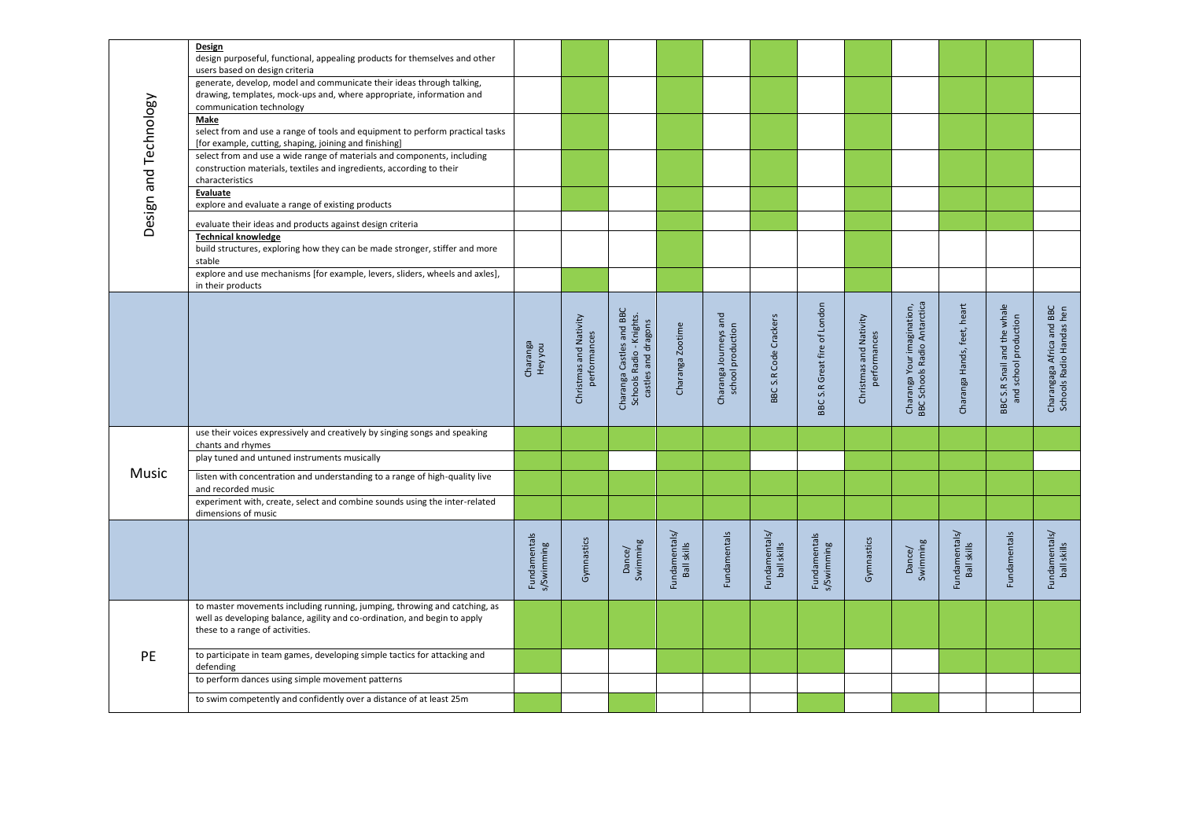| Design and Technology | **Design** design purposeful, functional, appealing products for themselves and other users based on design criteria | | | | | | | | | | | | |
|---|---|---|---|---|---|---|---|---|---|---|---|---|---|
| | generate, develop, model and communicate their ideas through talking, drawing, templates, mock-ups and, where appropriate, information and communication technology | | | | | | | | | | | | |
| | **Make** select from and use a range of tools and equipment to perform practical tasks [for example, cutting, shaping, joining and finishing] | | | | | | | | | | | | |
| | select from and use a wide range of materials and components, including construction materials, textiles and ingredients, according to their characteristics | | | | | | | | | | | | |
| | **Evaluate** explore and evaluate a range of existing products | | | | | | | | | | | | |
| | evaluate their ideas and products against design criteria | | | | | | | | | | | | |
| | **Technical knowledge** build structures, exploring how they can be made stronger, stiffer and more stable | | | | | | | | | | | | |
| | explore and use mechanisms [for example, levers, sliders, wheels and axles], in their products | | | | | | | | | | | | |

| | | Charanga Hey you | Christmas and Nativity performances | Charanga Castles and BBC Schools Radio - Knights. castles and dragons | Charanga Zootime | Charanga Journeys and school production | BBC S.R Code Crackers | BBC S.R Great fire of London | Christmas and Nativity performances | Charanga Your imagination, BBC Schools Radio Antarctica | Charanga Hands, feet, heart | BBC S.R Snail and the whale and school production | Charangaga Africa and BBC Schools Radio Handas hen |
|---|---|---|---|---|---|---|---|---|---|---|---|---|---|
| Music | use their voices expressively and creatively by singing songs and speaking chants and rhymes | | | | | | | | | | | | |
| | play tuned and untuned instruments musically | | | | | | | | | | | | |
| | listen with concentration and understanding to a range of high-quality live and recorded music | | | | | | | | | | | | |
| | experiment with, create, select and combine sounds using the inter-related dimensions of music | | | | | | | | | | | | |

| | | Fundamentals/Swimming | Gymnastics | Dance/ Swimming | Fundamentals/ Ball skills | Fundamentals | Fundamentals/ ball skills | Fundamentals/Swimming | Gymnastics | Dance/ Swimming | Fundamentals/ Ball skills | Fundamentals | Fundamentals/ ball skills |
|---|---|---|---|---|---|---|---|---|---|---|---|---|---|
| PE | to master movements including running, jumping, throwing and catching, as well as developing balance, agility and co-ordination, and begin to apply these to a range of activities. | | | | | | | | | | | | |
| | to participate in team games, developing simple tactics for attacking and defending | | | | | | | | | | | | |
| | to perform dances using simple movement patterns | | | | | | | | | | | | |
| | to swim competently and confidently over a distance of at least 25m | | | | | | | | | | | | |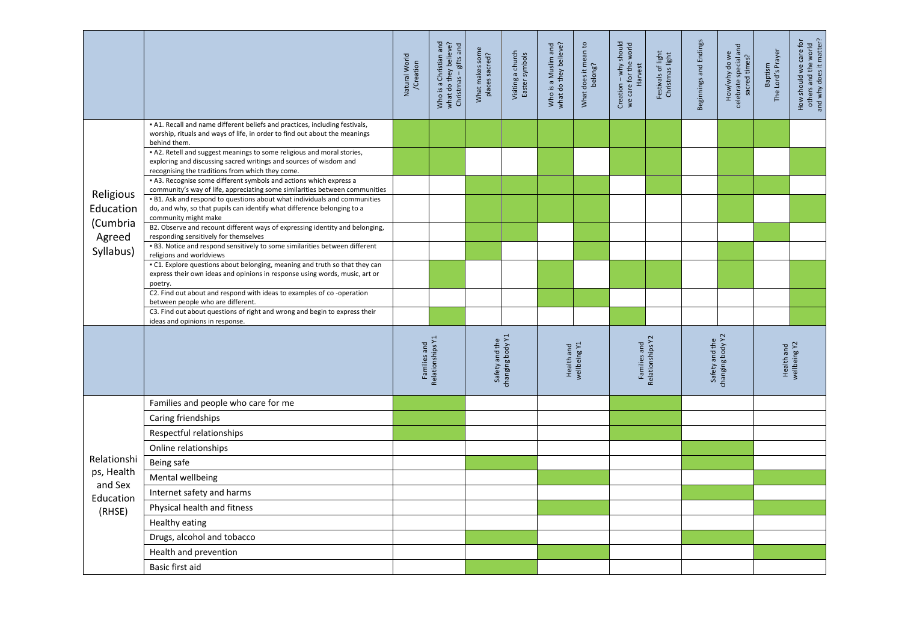| | | Natural World /Creation | Who is a Christian and what do they believe? Christmas – gifts and | What makes some places sacred? | Visiting a church Easter symbols | Who is a Muslim and what do they believe? | What does it mean to belong? | Creation – why should we care for the world Harvest | Festivals of light Christmas light | Beginnings and Endings | How/why do we celebrate special and sacred times? | Baptism The Lord's Prayer | How should we care for others and the world and why does it matter? |
|---|---|---|---|---|---|---|---|---|---|---|---|---|---|
| Religious Education (Cumbria Agreed Syllabus) | • A1. Recall and name different beliefs and practices, including festivals, worship, rituals and ways of life, in order to find out about the meanings behind them. | ✓ | ✓ | ✓ | ✓ | ✓ | ✓ | ✓ | ✓ | | ✓ | ✓ | |
| | • A2. Retell and suggest meanings to some religious and moral stories, exploring and discussing sacred writings and sources of wisdom and recognising the traditions from which they come. | ✓ | ✓ | | | ✓ | | ✓ | ✓ | | ✓ | | ✓ |
| | • A3. Recognise some different symbols and actions which express a community's way of life, appreciating some similarities between communities | | | ✓ | ✓ | ✓ | ✓ | | ✓ | | ✓ | ✓ | |
| | • B1. Ask and respond to questions about what individuals and communities do, and why, so that pupils can identify what difference belonging to a community might make | | | ✓ | ✓ | ✓ | ✓ | | | | ✓ | | ✓ |
| | B2. Observe and recount different ways of expressing identity and belonging, responding sensitively for themselves | | | ✓ | ✓ | | ✓ | | | | | ✓ | |
| | • B3. Notice and respond sensitively to some similarities between different religions and worldviews | | | ✓ | | | ✓ | | | | ✓ | | |
| | • C1. Explore questions about belonging, meaning and truth so that they can express their own ideas and opinions in response using words, music, art or poetry. | | ✓ | | | ✓ | | ✓ | ✓ | | ✓ | | ✓ |
| | C2. Find out about and respond with ideas to examples of co -operation between people who are different. | | | | | ✓ | ✓ | | | | | | ✓ |
| | C3. Find out about questions of right and wrong and begin to express their ideas and opinions in response. | | ✓ | | | | | ✓ | | | | | |

| | | Families and Relationships Y1 | Safety and the changing body Y1 | Health and wellbeing Y1 | Families and Relationships Y2 | Safety and the changing body Y2 | Health and wellbeing Y2 |
|---|---|---|---|---|---|---|---|
| Relationships, Health and Sex Education (RHSE) | Families and people who care for me | ✓ | | | ✓ | | |
| | Caring friendships | ✓ | | | ✓ | | |
| | Respectful relationships | ✓ | | | ✓ | | |
| | Online relationships | | | | | ✓ | |
| | Being safe | | ✓ | | | ✓ | |
| | Mental wellbeing | | | ✓ | | | ✓ |
| | Internet safety and harms | | | | | ✓ | |
| | Physical health and fitness | | | ✓ | | | ✓ |
| | Healthy eating | | | | | | |
| | Drugs, alcohol and tobacco | | ✓ | | | ✓ | |
| | Health and prevention | | | ✓ | | | ✓ |
| | Basic first aid | | ✓ | | | | |